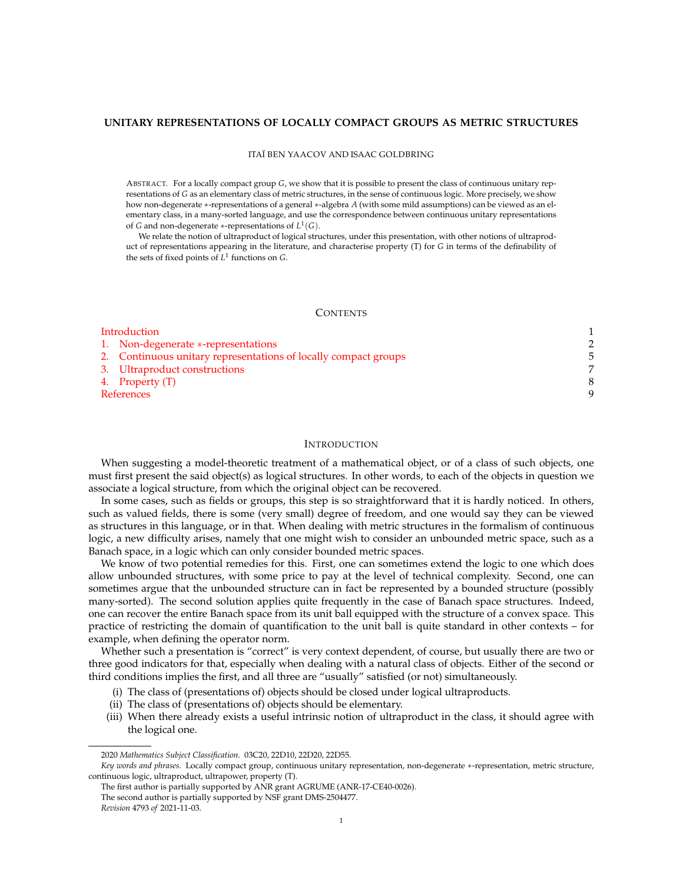# UNITARY REPRESENTATIONS OF LOCALLY COMPACT GROUPS AS METRIC STRUCTURES

ITAÏ BEN YAACOV AND ISAAC GOLDBRING

ABSTRACT. For a locally compact group $G$, we show that it is possible to present the class of continuous unitary representations of $G$ as an elementary class of metric structures, in the sense of continuous logic. More precisely, we show how non-degenerate $*$-representations of a general $*$-algebra $A$ (with some mild assumptions) can be viewed as an elementary class, in a many-sorted language, and use the correspondence between continuous unitary representations of $G$ and non-degenerate $*$-representations of $L^1(G)$.

We relate the notion of ultraproduct of logical structures, under this presentation, with other notions of ultraproduct of representations appearing in the literature, and characterise property (T) for $G$ in terms of the definability of the sets of fixed points of $L^1$ functions on $G$.

## CONTENTS

- Introduction 1
- 1. Non-degenerate $*$-representations 2
- 2. Continuous unitary representations of locally compact groups 5
- 3. Ultraproduct constructions 7
- 4. Property (T) 8
- References 9

## INTRODUCTION

When suggesting a model-theoretic treatment of a mathematical object, or of a class of such objects, one must first present the said object(s) as logical structures. In other words, to each of the objects in question we associate a logical structure, from which the original object can be recovered.

In some cases, such as fields or groups, this step is so straightforward that it is hardly noticed. In others, such as valued fields, there is some (very small) degree of freedom, and one would say they can be viewed as structures in this language, or in that. When dealing with metric structures in the formalism of continuous logic, a new difficulty arises, namely that one might wish to consider an unbounded metric space, such as a Banach space, in a logic which can only consider bounded metric spaces.

We know of two potential remedies for this. First, one can sometimes extend the logic to one which does allow unbounded structures, with some price to pay at the level of technical complexity. Second, one can sometimes argue that the unbounded structure can in fact be represented by a bounded structure (possibly many-sorted). The second solution applies quite frequently in the case of Banach space structures. Indeed, one can recover the entire Banach space from its unit ball equipped with the structure of a convex space. This practice of restricting the domain of quantification to the unit ball is quite standard in other contexts – for example, when defining the operator norm.

Whether such a presentation is "correct" is very context dependent, of course, but usually there are two or three good indicators for that, especially when dealing with a natural class of objects. Either of the second or third conditions implies the first, and all three are "usually" satisfied (or not) simultaneously.

(i) The class of (presentations of) objects should be closed under logical ultraproducts.
(ii) The class of (presentations of) objects should be elementary.
(iii) When there already exists a useful intrinsic notion of ultraproduct in the class, it should agree with the logical one.

---

2020 *Mathematics Subject Classification.* 03C20, 22D10, 22D20, 22D55.

*Key words and phrases.* Locally compact group, continuous unitary representation, non-degenerate $*$-representation, metric structure, continuous logic, ultraproduct, ultrapower, property (T).

The first author is partially supported by ANR grant AGRUME (ANR-17-CE40-0026).

The second author is partially supported by NSF grant DMS-2504477.

*Revision* 4793 *of* 2021-11-03.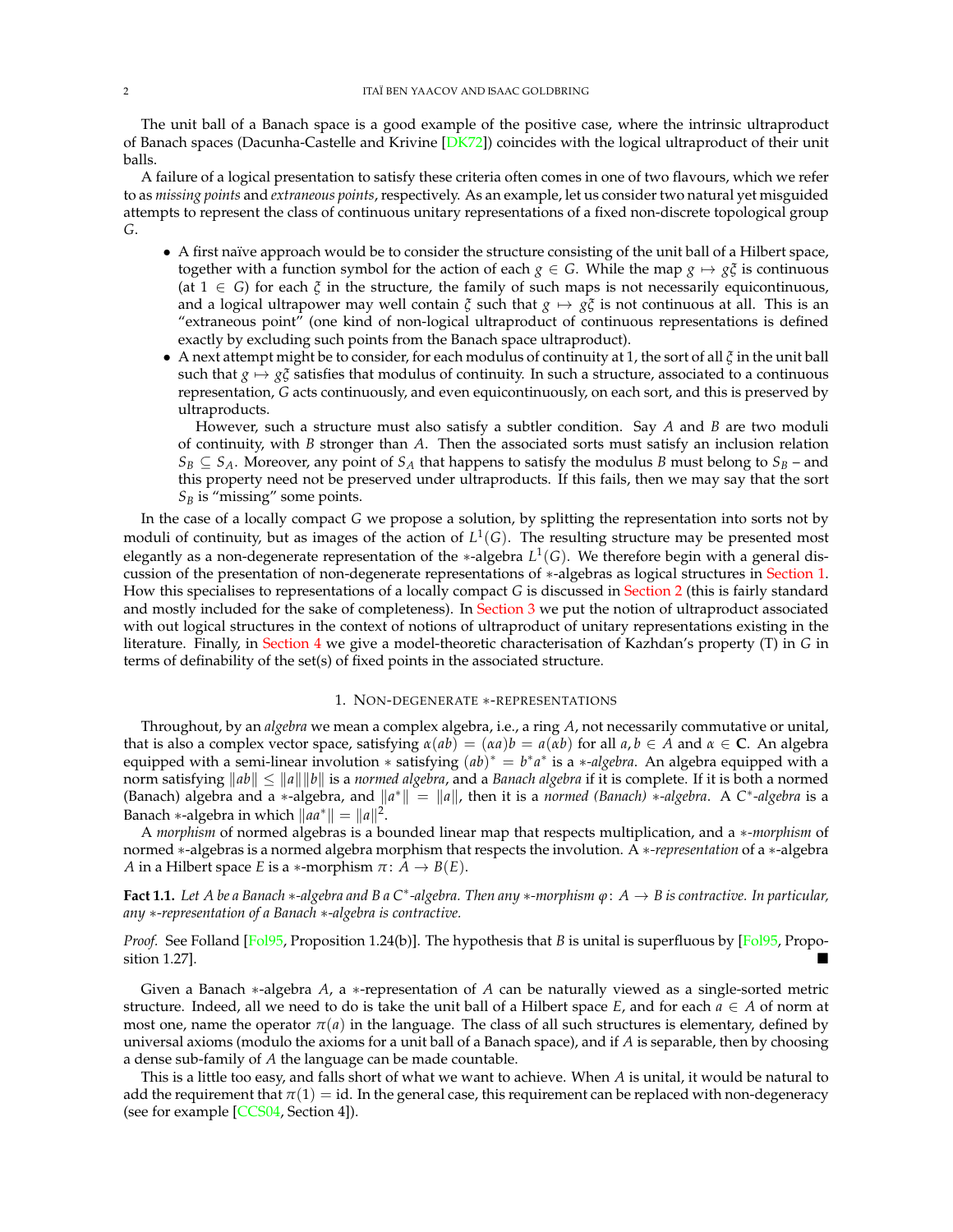The unit ball of a Banach space is a good example of the positive case, where the intrinsic ultraproduct of Banach spaces (Dacunha-Castelle and Krivine [DK72]) coincides with the logical ultraproduct of their unit balls.

A failure of a logical presentation to satisfy these criteria often comes in one of two flavours, which we refer to as *missing points* and *extraneous points*, respectively. As an example, let us consider two natural yet misguided attempts to represent the class of continuous unitary representations of a fixed non-discrete topological group $G$.

- A first naïve approach would be to consider the structure consisting of the unit ball of a Hilbert space, together with a function symbol for the action of each $g \in G$. While the map $g \mapsto g\xi$ is continuous (at $1 \in G$) for each $\xi$ in the structure, the family of such maps is not necessarily equicontinuous, and a logical ultrapower may well contain $\xi$ such that $g \mapsto g\xi$ is not continuous at all. This is an "extraneous point" (one kind of non-logical ultraproduct of continuous representations is defined exactly by excluding such points from the Banach space ultraproduct).
- A next attempt might be to consider, for each modulus of continuity at 1, the sort of all $\xi$ in the unit ball such that $g \mapsto g\xi$ satisfies that modulus of continuity. In such a structure, associated to a continuous representation, $G$ acts continuously, and even equicontinuously, on each sort, and this is preserved by ultraproducts.

  However, such a structure must also satisfy a subtler condition. Say $A$ and $B$ are two moduli of continuity, with $B$ stronger than $A$. Then the associated sorts must satisfy an inclusion relation $S_B \subseteq S_A$. Moreover, any point of $S_A$ that happens to satisfy the modulus $B$ must belong to $S_B$ – and this property need not be preserved under ultraproducts. If this fails, then we may say that the sort $S_B$ is "missing" some points.

In the case of a locally compact $G$ we propose a solution, by splitting the representation into sorts not by moduli of continuity, but as images of the action of $L^1(G)$. The resulting structure may be presented most elegantly as a non-degenerate representation of the $*$-algebra $L^1(G)$. We therefore begin with a general discussion of the presentation of non-degenerate representations of $*$-algebras as logical structures in Section 1. How this specialises to representations of a locally compact $G$ is discussed in Section 2 (this is fairly standard and mostly included for the sake of completeness). In Section 3 we put the notion of ultraproduct associated with out logical structures in the context of notions of ultraproduct of unitary representations existing in the literature. Finally, in Section 4 we give a model-theoretic characterisation of Kazhdan's property (T) in $G$ in terms of definability of the set(s) of fixed points in the associated structure.

## 1. Non-degenerate $*$-representations

Throughout, by an *algebra* we mean a complex algebra, i.e., a ring $A$, not necessarily commutative or unital, that is also a complex vector space, satisfying $\alpha(ab) = (\alpha a)b = a(\alpha b)$ for all $a, b \in A$ and $\alpha \in \mathbf{C}$. An algebra equipped with a semi-linear involution $*$ satisfying $(ab)^* = b^* a^*$ is a $*$-*algebra*. An algebra equipped with a norm satisfying $\|ab\| \leq \|a\|\|b\|$ is a *normed algebra*, and a *Banach algebra* if it is complete. If it is both a normed (Banach) algebra and a $*$-algebra, and $\|a^*\| = \|a\|$, then it is a *normed (Banach) $*$-algebra*. A *$C^*$-algebra* is a Banach $*$-algebra in which $\|aa^*\| = \|a\|^2$.

A *morphism* of normed algebras is a bounded linear map that respects multiplication, and a *$*$-morphism* of normed $*$-algebras is a normed algebra morphism that respects the involution. A *$*$-representation* of a $*$-algebra $A$ in a Hilbert space $E$ is a $*$-morphism $\pi\colon A \to B(E)$.

**Fact 1.1.** *Let $A$ be a Banach $*$-algebra and $B$ a $C^*$-algebra. Then any $*$-morphism $\varphi\colon A \to B$ is contractive. In particular, any $*$-representation of a Banach $*$-algebra is contractive.*

*Proof.* See Folland [Fol95, Proposition 1.24(b)]. The hypothesis that $B$ is unital is superfluous by [Fol95, Proposition 1.27]. ∎

Given a Banach $*$-algebra $A$, a $*$-representation of $A$ can be naturally viewed as a single-sorted metric structure. Indeed, all we need to do is take the unit ball of a Hilbert space $E$, and for each $a \in A$ of norm at most one, name the operator $\pi(a)$ in the language. The class of all such structures is elementary, defined by universal axioms (modulo the axioms for a unit ball of a Banach space), and if $A$ is separable, then by choosing a dense sub-family of $A$ the language can be made countable.

This is a little too easy, and falls short of what we want to achieve. When $A$ is unital, it would be natural to add the requirement that $\pi(1) = \mathrm{id}$. In the general case, this requirement can be replaced with non-degeneracy (see for example [CCS04, Section 4]).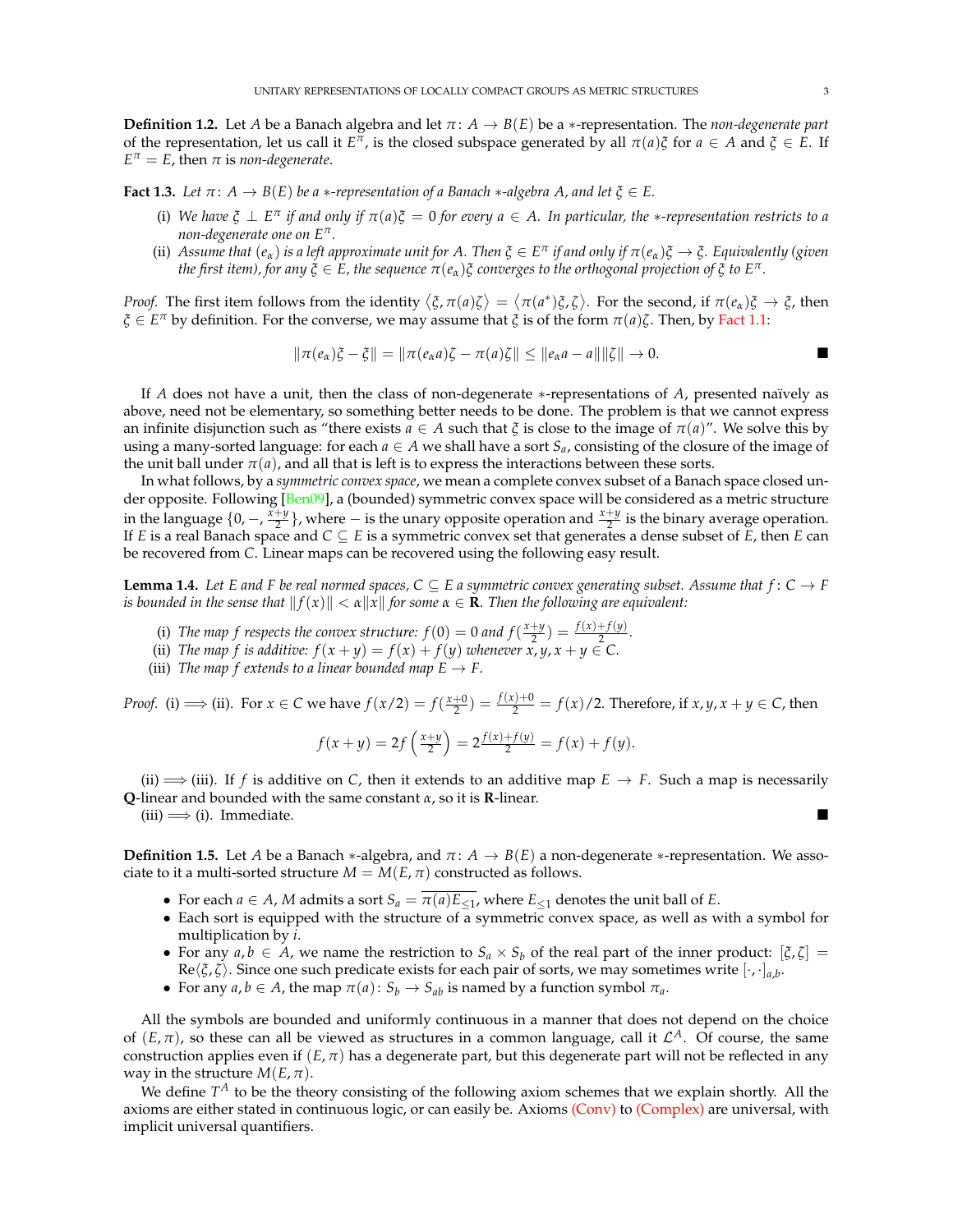**Definition 1.2.** Let $A$ be a Banach algebra and let $\pi\colon A \to B(E)$ be a $*$-representation. The *non-degenerate part* of the representation, let us call it $E^\pi$, is the closed subspace generated by all $\pi(a)\xi$ for $a \in A$ and $\xi \in E$. If $E^\pi = E$, then $\pi$ is *non-degenerate*.

**Fact 1.3.** *Let $\pi\colon A \to B(E)$ be a $*$-representation of a Banach $*$-algebra $A$, and let $\xi \in E$.*

(i) *We have $\xi \perp E^\pi$ if and only if $\pi(a)\xi = 0$ for every $a \in A$. In particular, the $*$-representation restricts to a non-degenerate one on $E^\pi$.*

(ii) *Assume that $(e_\alpha)$ is a left approximate unit for $A$. Then $\xi \in E^\pi$ if and only if $\pi(e_\alpha)\xi \to \xi$. Equivalently (given the first item), for any $\xi \in E$, the sequence $\pi(e_\alpha)\xi$ converges to the orthogonal projection of $\xi$ to $E^\pi$.*

*Proof.* The first item follows from the identity $\langle \xi, \pi(a)\zeta\rangle = \langle \pi(a^*)\xi, \zeta\rangle$. For the second, if $\pi(e_\alpha)\xi \to \xi$, then $\xi \in E^\pi$ by definition. For the converse, we may assume that $\xi$ is of the form $\pi(a)\zeta$. Then, by Fact 1.1:

$$\|\pi(e_\alpha)\xi - \xi\| = \|\pi(e_\alpha a)\zeta - \pi(a)\zeta\| \leq \|e_\alpha a - a\|\|\zeta\| \to 0.$$

■

If $A$ does not have a unit, then the class of non-degenerate $*$-representations of $A$, presented naïvely as above, need not be elementary, so something better needs to be done. The problem is that we cannot express an infinite disjunction such as "there exists $a \in A$ such that $\xi$ is close to the image of $\pi(a)$". We solve this by using a many-sorted language: for each $a \in A$ we shall have a sort $S_a$, consisting of the closure of the image of the unit ball under $\pi(a)$, and all that is left is to express the interactions between these sorts.

In what follows, by a *symmetric convex space*, we mean a complete convex subset of a Banach space closed under opposite. Following [Ben09], a (bounded) symmetric convex space will be considered as a metric structure in the language $\{0, -, \frac{x+y}{2}\}$, where $-$ is the unary opposite operation and $\frac{x+y}{2}$ is the binary average operation. If $E$ is a real Banach space and $C \subseteq E$ is a symmetric convex set that generates a dense subset of $E$, then $E$ can be recovered from $C$. Linear maps can be recovered using the following easy result.

**Lemma 1.4.** *Let $E$ and $F$ be real normed spaces, $C \subseteq E$ a symmetric convex generating subset. Assume that $f\colon C \to F$ is bounded in the sense that $\|f(x)\| < \alpha\|x\|$ for some $\alpha \in \mathbf{R}$. Then the following are equivalent:*

(i) *The map $f$ respects the convex structure: $f(0) = 0$ and $f(\frac{x+y}{2}) = \frac{f(x)+f(y)}{2}$.*

(ii) *The map $f$ is additive: $f(x+y) = f(x) + f(y)$ whenever $x, y, x+y \in C$.*

(iii) *The map $f$ extends to a linear bounded map $E \to F$.*

*Proof.* (i) $\Longrightarrow$ (ii). For $x \in C$ we have $f(x/2) = f(\frac{x+0}{2}) = \frac{f(x)+0}{2} = f(x)/2$. Therefore, if $x, y, x+y \in C$, then

$$f(x+y) = 2f\left(\tfrac{x+y}{2}\right) = 2\tfrac{f(x)+f(y)}{2} = f(x) + f(y).$$

(ii) $\Longrightarrow$ (iii). If $f$ is additive on $C$, then it extends to an additive map $E \to F$. Such a map is necessarily $\mathbf{Q}$-linear and bounded with the same constant $\alpha$, so it is $\mathbf{R}$-linear.

(iii) $\Longrightarrow$ (i). Immediate. ■

**Definition 1.5.** Let $A$ be a Banach $*$-algebra, and $\pi\colon A \to B(E)$ a non-degenerate $*$-representation. We associate to it a multi-sorted structure $M = M(E, \pi)$ constructed as follows.

- For each $a \in A$, $M$ admits a sort $S_a = \overline{\pi(a)E_{\leq 1}}$, where $E_{\leq 1}$ denotes the unit ball of $E$.
- Each sort is equipped with the structure of a symmetric convex space, as well as with a symbol for multiplication by $i$.
- For any $a, b \in A$, we name the restriction to $S_a \times S_b$ of the real part of the inner product: $[\xi, \zeta] = \operatorname{Re}\langle \xi, \zeta\rangle$. Since one such predicate exists for each pair of sorts, we may sometimes write $[\cdot,\cdot]_{a,b}$.
- For any $a, b \in A$, the map $\pi(a)\colon S_b \to S_{ab}$ is named by a function symbol $\pi_a$.

All the symbols are bounded and uniformly continuous in a manner that does not depend on the choice of $(E, \pi)$, so these can all be viewed as structures in a common language, call it $\mathcal{L}^A$. Of course, the same construction applies even if $(E, \pi)$ has a degenerate part, but this degenerate part will not be reflected in any way in the structure $M(E, \pi)$.

We define $T^A$ to be the theory consisting of the following axiom schemes that we explain shortly. All the axioms are either stated in continuous logic, or can easily be. Axioms (Conv) to (Complex) are universal, with implicit universal quantifiers.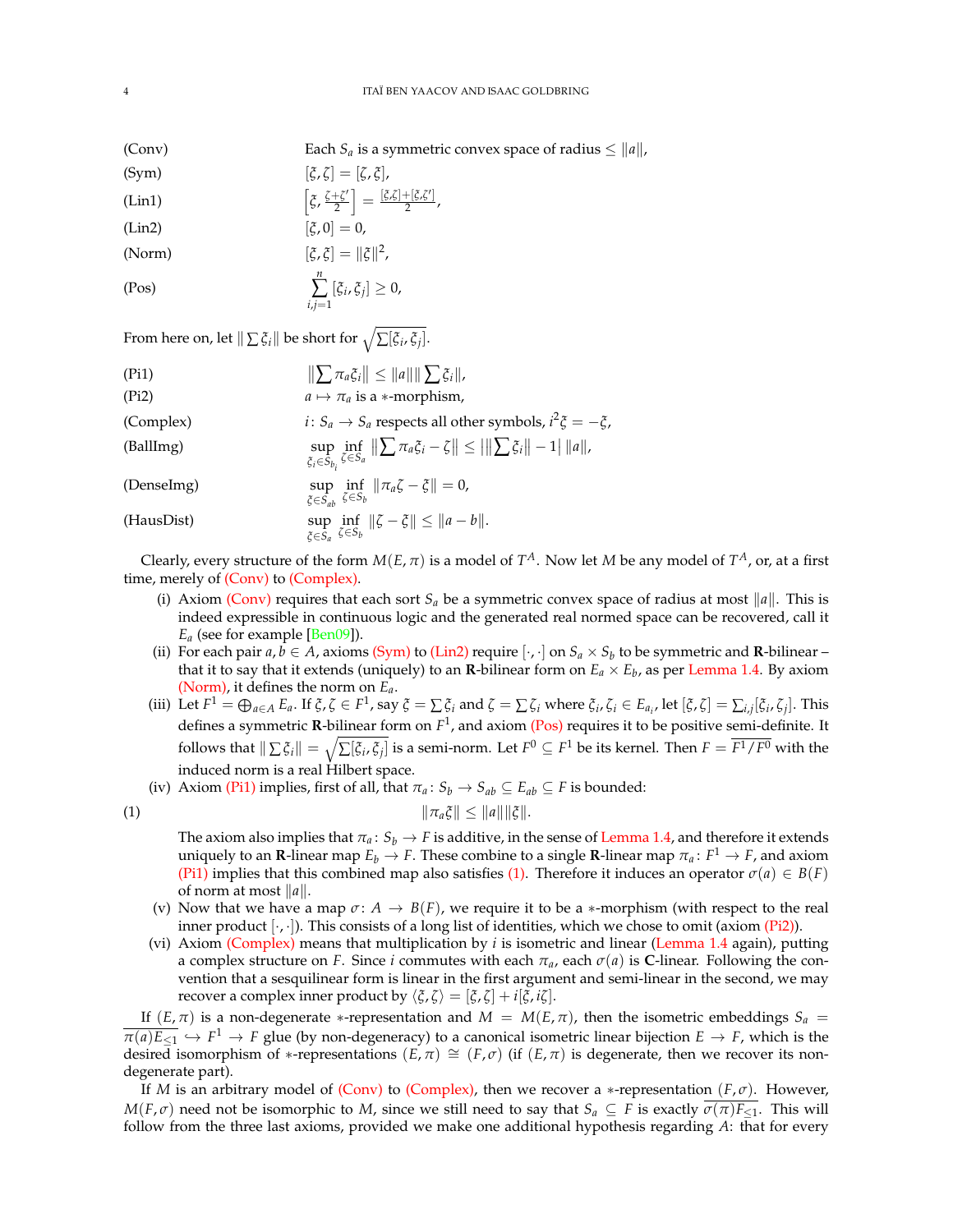(Conv) Each $S_a$ is a symmetric convex space of radius $\leq \|a\|$,

(Sym) $[\xi, \zeta] = [\zeta, \xi]$,

(Lin1) $\left[\xi, \frac{\zeta+\zeta'}{2}\right] = \frac{[\xi,\zeta]+[\xi,\zeta']}{2}$,

(Lin2) $[\xi, 0] = 0$,

(Norm) $[\xi, \xi] = \|\xi\|^2$,

(Pos) $\sum_{i,j=1}^{n} [\xi_i, \xi_j] \geq 0$,

From here on, let $\|\sum \xi_i\|$ be short for $\sqrt{\sum[\xi_i, \xi_j]}$.

(Pi1) $\left\|\sum \pi_a \xi_i\right\| \leq \|a\| \|\sum \xi_i\|$,

(Pi2) $a \mapsto \pi_a$ is a $*$-morphism,

(Complex) $i\colon S_a \to S_a$ respects all other symbols, $i^2\xi = -\xi$,

(BallImg) $\sup_{\xi_i \in S_{b_i}} \inf_{\zeta \in S_a} \left\|\sum \pi_a \xi_i - \zeta\right\| \leq \left|\|\sum \xi_i\| - 1\right| \|a\|$,

(DenseImg) $\sup_{\xi \in S_{ab}} \inf_{\zeta \in S_b} \|\pi_a \zeta - \xi\| = 0$,

(HausDist) $\sup_{\xi \in S_a} \inf_{\zeta \in S_b} \|\zeta - \xi\| \leq \|a - b\|$.

Clearly, every structure of the form $M(E, \pi)$ is a model of $T^A$. Now let $M$ be any model of $T^A$, or, at a first time, merely of (Conv) to (Complex).

(i) Axiom (Conv) requires that each sort $S_a$ be a symmetric convex space of radius at most $\|a\|$. This is indeed expressible in continuous logic and the generated real normed space can be recovered, call it $E_a$ (see for example [Ben09]).

(ii) For each pair $a, b \in A$, axioms (Sym) to (Lin2) require $[\cdot, \cdot]$ on $S_a \times S_b$ to be symmetric and $\mathbf{R}$-bilinear – that it to say that it extends (uniquely) to an $\mathbf{R}$-bilinear form on $E_a \times E_b$, as per Lemma 1.4. By axiom (Norm), it defines the norm on $E_a$.

(iii) Let $F^1 = \bigoplus_{a \in A} E_a$. If $\xi, \zeta \in F^1$, say $\xi = \sum \xi_i$ and $\zeta = \sum \zeta_i$ where $\xi_i, \zeta_i \in E_{a_i}$, let $[\xi, \zeta] = \sum_{i,j}[\xi_i, \zeta_j]$. This defines a symmetric $\mathbf{R}$-bilinear form on $F^1$, and axiom (Pos) requires it to be positive semi-definite. It follows that $\|\sum \xi_i\| = \sqrt{\sum[\xi_i, \xi_j]}$ is a semi-norm. Let $F^0 \subseteq F^1$ be its kernel. Then $F = \overline{F^1/F^0}$ with the induced norm is a real Hilbert space.

(iv) Axiom (Pi1) implies, first of all, that $\pi_a\colon S_b \to S_{ab} \subseteq E_{ab} \subseteq F$ is bounded:

$$\|\pi_a \xi\| \leq \|a\| \|\xi\|. \tag{1}$$

The axiom also implies that $\pi_a\colon S_b \to F$ is additive, in the sense of Lemma 1.4, and therefore it extends uniquely to an $\mathbf{R}$-linear map $E_b \to F$. These combine to a single $\mathbf{R}$-linear map $\pi_a\colon F^1 \to F$, and axiom (Pi1) implies that this combined map also satisfies (1). Therefore it induces an operator $\sigma(a) \in B(F)$ of norm at most $\|a\|$.

(v) Now that we have a map $\sigma\colon A \to B(F)$, we require it to be a $*$-morphism (with respect to the real inner product $[\cdot, \cdot]$). This consists of a long list of identities, which we chose to omit (axiom (Pi2)).

(vi) Axiom (Complex) means that multiplication by $i$ is isometric and linear (Lemma 1.4 again), putting a complex structure on $F$. Since $i$ commutes with each $\pi_a$, each $\sigma(a)$ is $\mathbf{C}$-linear. Following the convention that a sesquilinear form is linear in the first argument and semi-linear in the second, we may recover a complex inner product by $\langle \xi, \zeta \rangle = [\xi, \zeta] + i[\xi, i\zeta]$.

If $(E, \pi)$ is a non-degenerate $*$-representation and $M = M(E, \pi)$, then the isometric embeddings $S_a = \overline{\pi(a)E_{\leq 1}} \hookrightarrow F^1 \to F$ glue (by non-degeneracy) to a canonical isometric linear bijection $E \to F$, which is the desired isomorphism of $*$-representations $(E, \pi) \cong (F, \sigma)$ (if $(E, \pi)$ is degenerate, then we recover its non-degenerate part).

If $M$ is an arbitrary model of (Conv) to (Complex), then we recover a $*$-representation $(F, \sigma)$. However, $M(F, \sigma)$ need not be isomorphic to $M$, since we still need to say that $S_a \subseteq F$ is exactly $\overline{\sigma(\pi)F_{\leq 1}}$. This will follow from the three last axioms, provided we make one additional hypothesis regarding $A$: that for every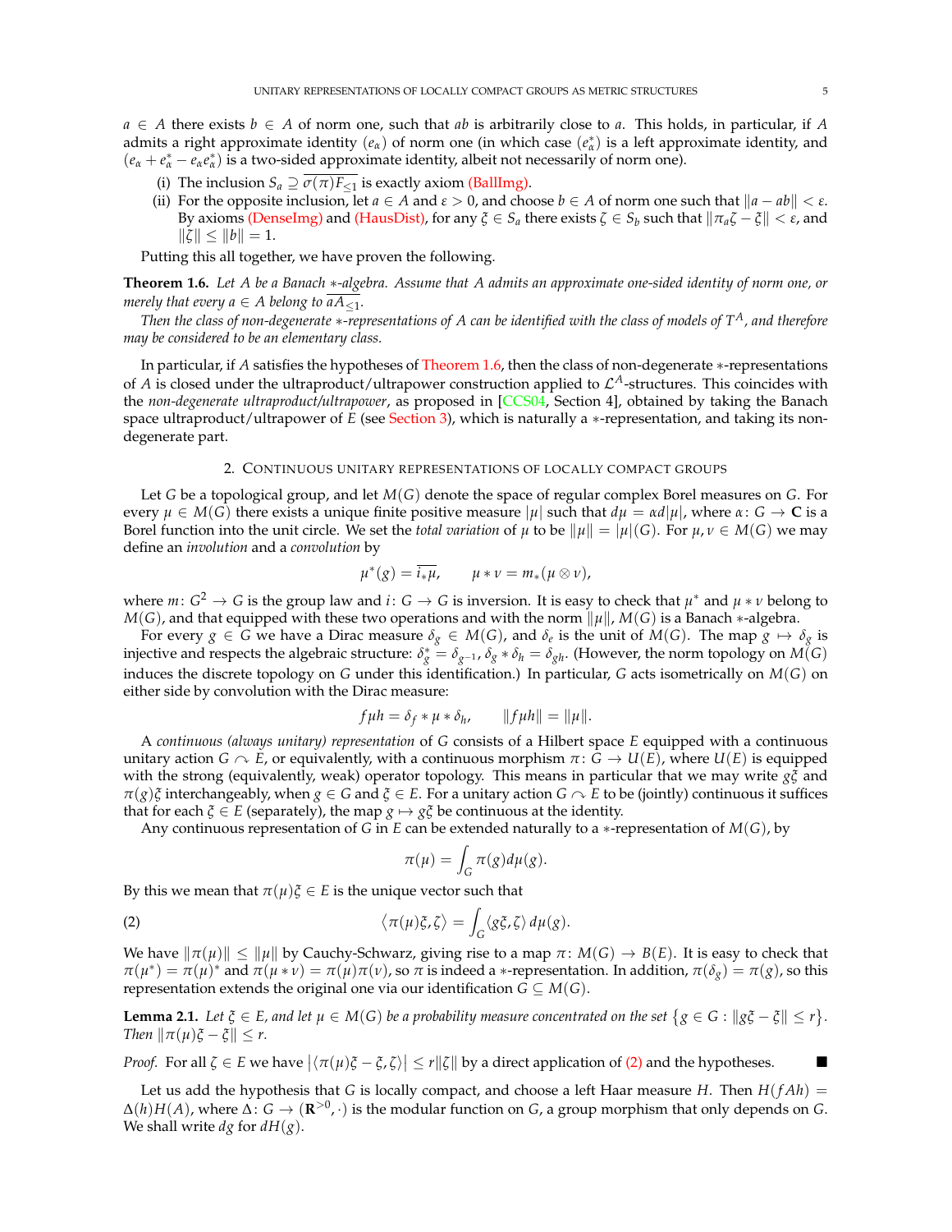$a \in A$ there exists $b \in A$ of norm one, such that $ab$ is arbitrarily close to $a$. This holds, in particular, if $A$ admits a right approximate identity $(e_\alpha)$ of norm one (in which case $(e^*_\alpha)$ is a left approximate identity, and $(e_\alpha + e^*_\alpha - e_\alpha e^*_\alpha)$ is a two-sided approximate identity, albeit not necessarily of norm one).

(i) The inclusion $S_a \supseteq \overline{\sigma(\pi) F_{\leq 1}}$ is exactly axiom (BallImg).

(ii) For the opposite inclusion, let $a \in A$ and $\varepsilon > 0$, and choose $b \in A$ of norm one such that $\|a - ab\| < \varepsilon$. By axioms (DenseImg) and (HausDist), for any $\xi \in S_a$ there exists $\zeta \in S_b$ such that $\|\pi_a \zeta - \xi\| < \varepsilon$, and $\|\zeta\| \leq \|b\| = 1$.

Putting this all together, we have proven the following.

**Theorem 1.6.** *Let $A$ be a Banach $*$-algebra. Assume that $A$ admits an approximate one-sided identity of norm one, or merely that every $a \in A$ belong to $\overline{aA_{\leq 1}}$.*

*Then the class of non-degenerate $*$-representations of $A$ can be identified with the class of models of $T^A$, and therefore may be considered to be an elementary class.*

In particular, if $A$ satisfies the hypotheses of Theorem 1.6, then the class of non-degenerate $*$-representations of $A$ is closed under the ultraproduct/ultrapower construction applied to $\mathcal{L}^A$-structures. This coincides with the *non-degenerate ultraproduct/ultrapower*, as proposed in [CCS04, Section 4], obtained by taking the Banach space ultraproduct/ultrapower of $E$ (see Section 3), which is naturally a $*$-representation, and taking its non-degenerate part.

## 2. Continuous unitary representations of locally compact groups

Let $G$ be a topological group, and let $M(G)$ denote the space of regular complex Borel measures on $G$. For every $\mu \in M(G)$ there exists a unique finite positive measure $|\mu|$ such that $d\mu = \alpha d|\mu|$, where $\alpha \colon G \to \mathbf{C}$ is a Borel function into the unit circle. We set the *total variation* of $\mu$ to be $\|\mu\| = |\mu|(G)$. For $\mu, \nu \in M(G)$ we may define an *involution* and a *convolution* by

$$\mu^*(g) = \overline{i_* \mu}, \qquad \mu * \nu = m_*(\mu \otimes \nu),$$

where $m \colon G^2 \to G$ is the group law and $i \colon G \to G$ is inversion. It is easy to check that $\mu^*$ and $\mu * \nu$ belong to $M(G)$, and that equipped with these two operations and with the norm $\|\mu\|$, $M(G)$ is a Banach $*$-algebra.

For every $g \in G$ we have a Dirac measure $\delta_g \in M(G)$, and $\delta_e$ is the unit of $M(G)$. The map $g \mapsto \delta_g$ is injective and respects the algebraic structure: $\delta^*_g = \delta_{g^{-1}}$, $\delta_g * \delta_h = \delta_{gh}$. (However, the norm topology on $M(G)$ induces the discrete topology on $G$ under this identification.) In particular, $G$ acts isometrically on $M(G)$ on either side by convolution with the Dirac measure:

$$f \mu h = \delta_f * \mu * \delta_h, \qquad \|f \mu h\| = \|\mu\|.$$

A *continuous (always unitary) representation* of $G$ consists of a Hilbert space $E$ equipped with a continuous unitary action $G \curvearrowright E$, or equivalently, with a continuous morphism $\pi \colon G \to U(E)$, where $U(E)$ is equipped with the strong (equivalently, weak) operator topology. This means in particular that we may write $g\xi$ and $\pi(g)\xi$ interchangeably, when $g \in G$ and $\xi \in E$. For a unitary action $G \curvearrowright E$ to be (jointly) continuous it suffices that for each $\xi \in E$ (separately), the map $g \mapsto g\xi$ be continuous at the identity.

Any continuous representation of $G$ in $E$ can be extended naturally to a $*$-representation of $M(G)$, by

$$\pi(\mu) = \int_G \pi(g) d\mu(g).$$

By this we mean that $\pi(\mu)\xi \in E$ is the unique vector such that

$$\langle \pi(\mu)\xi, \zeta \rangle = \int_G \langle g\xi, \zeta \rangle \, d\mu(g). \tag{2}$$

We have $\|\pi(\mu)\| \leq \|\mu\|$ by Cauchy-Schwarz, giving rise to a map $\pi \colon M(G) \to B(E)$. It is easy to check that $\pi(\mu^*) = \pi(\mu)^*$ and $\pi(\mu * \nu) = \pi(\mu)\pi(\nu)$, so $\pi$ is indeed a $*$-representation. In addition, $\pi(\delta_g) = \pi(g)$, so this representation extends the original one via our identification $G \subseteq M(G)$.

**Lemma 2.1.** *Let $\xi \in E$, and let $\mu \in M(G)$ be a probability measure concentrated on the set $\{g \in G : \|g\xi - \xi\| \leq r\}$. Then $\|\pi(\mu)\xi - \xi\| \leq r$.*

*Proof.* For all $\zeta \in E$ we have $|\langle \pi(\mu)\xi - \xi, \zeta \rangle| \leq r\|\zeta\|$ by a direct application of (2) and the hypotheses. ■

Let us add the hypothesis that $G$ is locally compact, and choose a left Haar measure $H$. Then $H(fAh) = \Delta(h)H(A)$, where $\Delta \colon G \to (\mathbf{R}^{>0}, \cdot)$ is the modular function on $G$, a group morphism that only depends on $G$. We shall write $dg$ for $dH(g)$.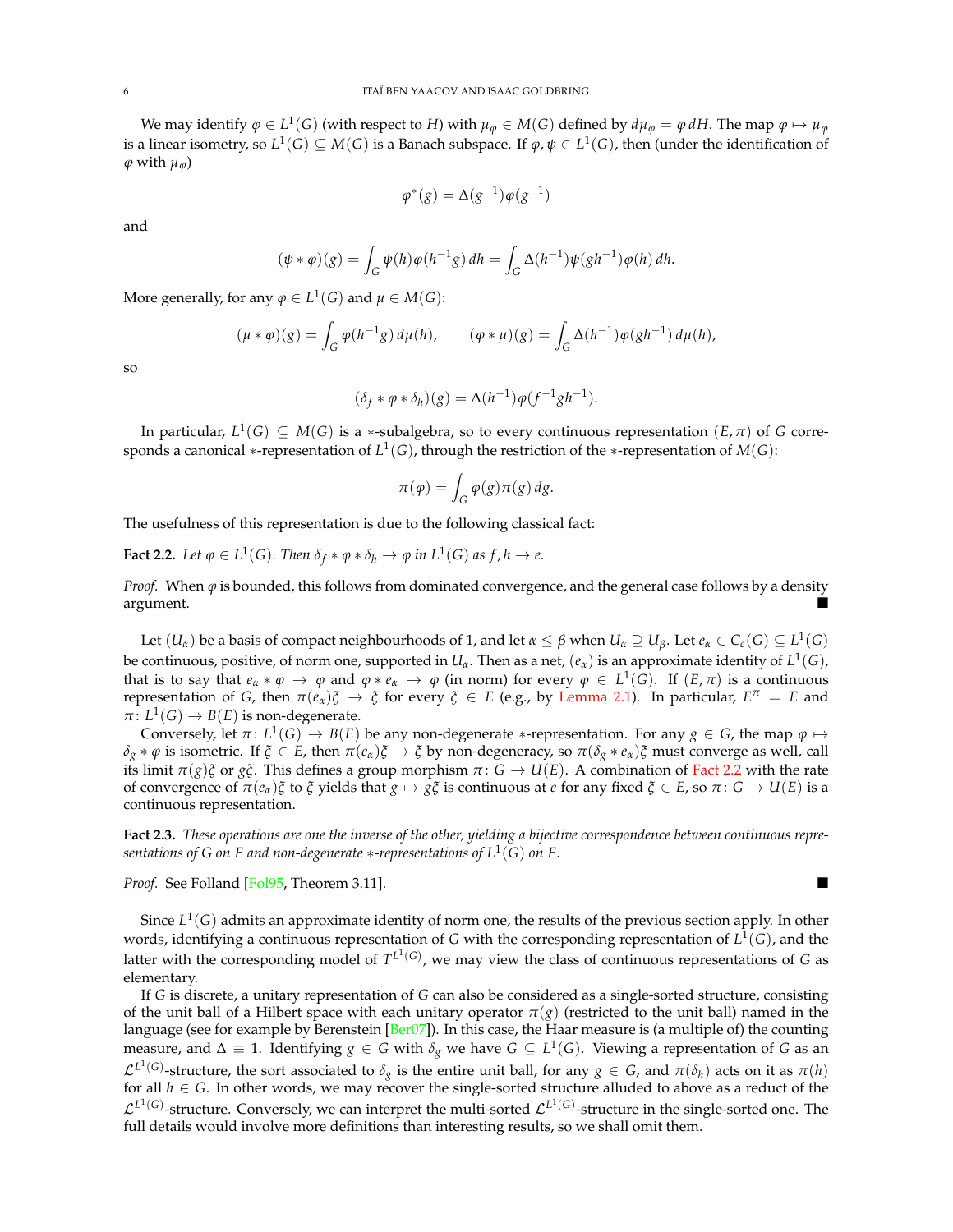We may identify $\varphi \in L^1(G)$ (with respect to $H$) with $\mu_\varphi \in M(G)$ defined by $d\mu_\varphi = \varphi\, dH$. The map $\varphi \mapsto \mu_\varphi$ is a linear isometry, so $L^1(G) \subseteq M(G)$ is a Banach subspace. If $\varphi, \psi \in L^1(G)$, then (under the identification of $\varphi$ with $\mu_\varphi$)

$$\varphi^*(g) = \Delta(g^{-1})\overline{\varphi}(g^{-1})$$

and

$$(\psi * \varphi)(g) = \int_G \psi(h)\varphi(h^{-1}g)\, dh = \int_G \Delta(h^{-1})\psi(gh^{-1})\varphi(h)\, dh.$$

More generally, for any $\varphi \in L^1(G)$ and $\mu \in M(G)$:

$$(\mu * \varphi)(g) = \int_G \varphi(h^{-1}g)\, d\mu(h), \qquad (\varphi * \mu)(g) = \int_G \Delta(h^{-1})\varphi(gh^{-1})\, d\mu(h),$$

so

$$(\delta_f * \varphi * \delta_h)(g) = \Delta(h^{-1})\varphi(f^{-1}gh^{-1}).$$

In particular, $L^1(G) \subseteq M(G)$ is a $*$-subalgebra, so to every continuous representation $(E, \pi)$ of $G$ corresponds a canonical $*$-representation of $L^1(G)$, through the restriction of the $*$-representation of $M(G)$:

$$\pi(\varphi) = \int_G \varphi(g)\pi(g)\, dg.$$

The usefulness of this representation is due to the following classical fact:

**Fact 2.2.** *Let $\varphi \in L^1(G)$. Then $\delta_f * \varphi * \delta_h \to \varphi$ in $L^1(G)$ as $f, h \to e$.*

*Proof.* When $\varphi$ is bounded, this follows from dominated convergence, and the general case follows by a density argument. ■

Let $(U_\alpha)$ be a basis of compact neighbourhoods of 1, and let $\alpha \leq \beta$ when $U_\alpha \supseteq U_\beta$. Let $e_\alpha \in C_c(G) \subseteq L^1(G)$ be continuous, positive, of norm one, supported in $U_\alpha$. Then as a net, $(e_\alpha)$ is an approximate identity of $L^1(G)$, that is to say that $e_\alpha * \varphi \to \varphi$ and $\varphi * e_\alpha \to \varphi$ (in norm) for every $\varphi \in L^1(G)$. If $(E, \pi)$ is a continuous representation of $G$, then $\pi(e_\alpha)\xi \to \xi$ for every $\xi \in E$ (e.g., by Lemma 2.1). In particular, $E^\pi = E$ and $\pi\colon L^1(G) \to B(E)$ is non-degenerate.

Conversely, let $\pi\colon L^1(G) \to B(E)$ be any non-degenerate $*$-representation. For any $g \in G$, the map $\varphi \mapsto \delta_g * \varphi$ is isometric. If $\xi \in E$, then $\pi(e_\alpha)\xi \to \xi$ by non-degeneracy, so $\pi(\delta_g * e_\alpha)\xi$ must converge as well, call its limit $\pi(g)\xi$ or $g\xi$. This defines a group morphism $\pi\colon G \to U(E)$. A combination of Fact 2.2 with the rate of convergence of $\pi(e_\alpha)\xi$ to $\xi$ yields that $g \mapsto g\xi$ is continuous at $e$ for any fixed $\xi \in E$, so $\pi\colon G \to U(E)$ is a continuous representation.

**Fact 2.3.** *These operations are one the inverse of the other, yielding a bijective correspondence between continuous representations of $G$ on $E$ and non-degenerate $*$-representations of $L^1(G)$ on $E$.*

*Proof.* See Folland [Fol95, Theorem 3.11]. ■

Since $L^1(G)$ admits an approximate identity of norm one, the results of the previous section apply. In other words, identifying a continuous representation of $G$ with the corresponding representation of $L^1(G)$, and the latter with the corresponding model of $T^{L^1(G)}$, we may view the class of continuous representations of $G$ as elementary.

If $G$ is discrete, a unitary representation of $G$ can also be considered as a single-sorted structure, consisting of the unit ball of a Hilbert space with each unitary operator $\pi(g)$ (restricted to the unit ball) named in the language (see for example by Berenstein [Ber07]). In this case, the Haar measure is (a multiple of) the counting measure, and $\Delta \equiv 1$. Identifying $g \in G$ with $\delta_g$ we have $G \subseteq L^1(G)$. Viewing a representation of $G$ as an $\mathcal{L}^{L^1(G)}$-structure, the sort associated to $\delta_g$ is the entire unit ball, for any $g \in G$, and $\pi(\delta_h)$ acts on it as $\pi(h)$ for all $h \in G$. In other words, we may recover the single-sorted structure alluded to above as a reduct of the $\mathcal{L}^{L^1(G)}$-structure. Conversely, we can interpret the multi-sorted $\mathcal{L}^{L^1(G)}$-structure in the single-sorted one. The full details would involve more definitions than interesting results, so we shall omit them.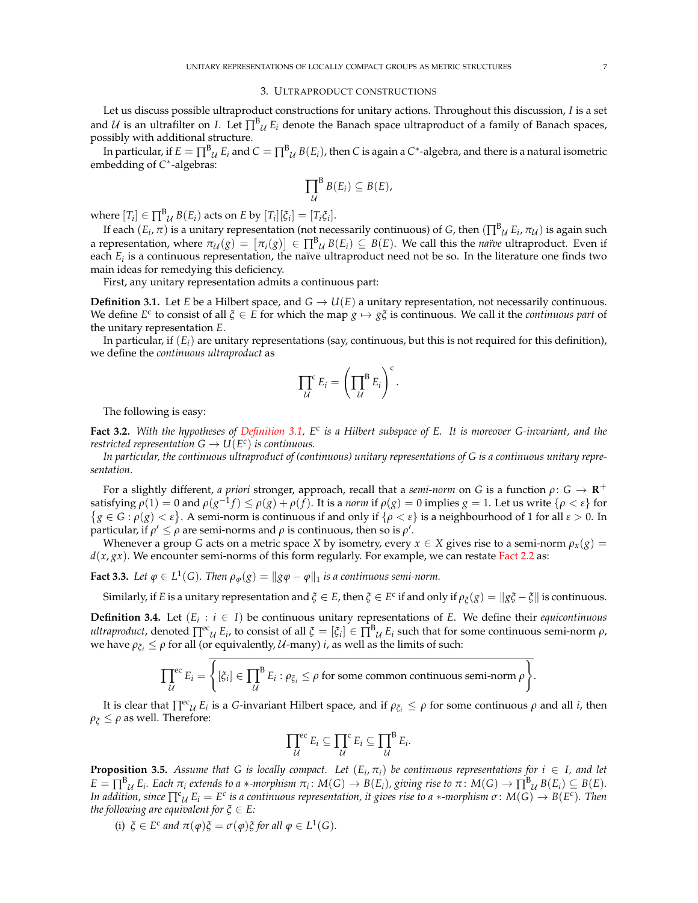## 3. Ultraproduct constructions

Let us discuss possible ultraproduct constructions for unitary actions. Throughout this discussion, $I$ is a set and $\mathcal{U}$ is an ultrafilter on $I$. Let $\prod^{\mathrm{B}}_{\mathcal{U}} E_i$ denote the Banach space ultraproduct of a family of Banach spaces, possibly with additional structure.

In particular, if $E = \prod^{\mathrm{B}}_{\mathcal{U}} E_i$ and $C = \prod^{\mathrm{B}}_{\mathcal{U}} B(E_i)$, then $C$ is again a $C^*$-algebra, and there is a natural isometric embedding of $C^*$-algebras:

$$\prod_{\mathcal{U}}^{\mathrm{B}} B(E_i) \subseteq B(E),$$

where $[T_i] \in \prod^{\mathrm{B}}_{\mathcal{U}} B(E_i)$ acts on $E$ by $[T_i][\xi_i] = [T_i \xi_i]$.

If each $(E_i, \pi)$ is a unitary representation (not necessarily continuous) of $G$, then $(\prod^{\mathrm{B}}_{\mathcal{U}} E_i, \pi_{\mathcal{U}})$ is again such a representation, where $\pi_{\mathcal{U}}(g) = [\pi_i(g)] \in \prod^{\mathrm{B}}_{\mathcal{U}} B(E_i) \subseteq B(E)$. We call this the *naïve* ultraproduct. Even if each $E_i$ is a continuous representation, the naïve ultraproduct need not be so. In the literature one finds two main ideas for remedying this deficiency.

First, any unitary representation admits a continuous part:

**Definition 3.1.** Let $E$ be a Hilbert space, and $G \to U(E)$ a unitary representation, not necessarily continuous. We define $E^{\mathrm{c}}$ to consist of all $\xi \in E$ for which the map $g \mapsto g\xi$ is continuous. We call it the *continuous part* of the unitary representation $E$.

In particular, if $(E_i)$ are unitary representations (say, continuous, but this is not required for this definition), we define the *continuous ultraproduct* as

$$\prod_{\mathcal{U}}^{\mathrm{c}} E_i = \left( \prod_{\mathcal{U}}^{\mathrm{B}} E_i \right)^{\mathrm{c}}.$$

The following is easy:

**Fact 3.2.** *With the hypotheses of Definition 3.1, $E^{\mathrm{c}}$ is a Hilbert subspace of $E$. It is moreover $G$-invariant, and the restricted representation $G \to U(E^{\mathrm{c}})$ is continuous.*

*In particular, the continuous ultraproduct of (continuous) unitary representations of $G$ is a continuous unitary representation.*

For a slightly different, *a priori* stronger, approach, recall that a *semi-norm* on $G$ is a function $\rho \colon G \to \mathbf{R}^+$ satisfying $\rho(1) = 0$ and $\rho(g^{-1}f) \leq \rho(g) + \rho(f)$. It is a *norm* if $\rho(g) = 0$ implies $g = 1$. Let us write $\{\rho < \varepsilon\}$ for $\{g \in G : \rho(g) < \varepsilon\}$. A semi-norm is continuous if and only if $\{\rho < \varepsilon\}$ is a neighbourhood of 1 for all $\varepsilon > 0$. In particular, if $\rho' \leq \rho$ are semi-norms and $\rho$ is continuous, then so is $\rho'$.

Whenever a group $G$ acts on a metric space $X$ by isometry, every $x \in X$ gives rise to a semi-norm $\rho_x(g) = d(x, gx)$. We encounter semi-norms of this form regularly. For example, we can restate Fact 2.2 as:

**Fact 3.3.** *Let $\varphi \in L^1(G)$. Then $\rho_\varphi(g) = \|g\varphi - \varphi\|_1$ is a continuous semi-norm.*

Similarly, if $E$ is a unitary representation and $\xi \in E$, then $\xi \in E^{\mathrm{c}}$ if and only if $\rho_\xi(g) = \|g\xi - \xi\|$ is continuous.

**Definition 3.4.** Let $(E_i : i \in I)$ be continuous unitary representations of $E$. We define their *equicontinuous ultraproduct*, denoted $\prod^{\mathrm{ec}}_{\mathcal{U}} E_i$, to consist of all $\xi = [\xi_i] \in \prod^{\mathrm{B}}_{\mathcal{U}} E_i$ such that for some continuous semi-norm $\rho$, we have $\rho_{\xi_i} \leq \rho$ for all (or equivalently, $\mathcal{U}$-many) $i$, as well as the limits of such:

$$\prod_{\mathcal{U}}^{\mathrm{ec}} E_i = \overline{\left\{ [\xi_i] \in \prod_{\mathcal{U}}^{\mathrm{B}} E_i : \rho_{\xi_i} \leq \rho \text{ for some common continuous semi-norm } \rho \right\}}.$$

It is clear that $\prod^{\mathrm{ec}}_{\mathcal{U}} E_i$ is a $G$-invariant Hilbert space, and if $\rho_{\xi_i} \leq \rho$ for some continuous $\rho$ and all $i$, then $\rho_\xi \leq \rho$ as well. Therefore:

$$\prod_{\mathcal{U}}^{\mathrm{ec}} E_i \subseteq \prod_{\mathcal{U}}^{\mathrm{c}} E_i \subseteq \prod_{\mathcal{U}}^{\mathrm{B}} E_i.$$

**Proposition 3.5.** *Assume that $G$ is locally compact. Let $(E_i, \pi_i)$ be continuous representations for $i \in I$, and let $E = \prod^{\mathrm{B}}_{\mathcal{U}} E_i$. Each $\pi_i$ extends to a $*$-morphism $\pi_i \colon M(G) \to B(E_i)$, giving rise to $\pi \colon M(G) \to \prod^{\mathrm{B}}_{\mathcal{U}} B(E_i) \subseteq B(E)$. In addition, since $\prod^{\mathrm{c}}_{\mathcal{U}} E_i = E^{\mathrm{c}}$ is a continuous representation, it gives rise to a $*$-morphism $\sigma \colon M(G) \to B(E^{\mathrm{c}})$. Then the following are equivalent for $\xi \in E$:*

(i) *$\xi \in E^{\mathrm{c}}$ and $\pi(\varphi)\xi = \sigma(\varphi)\xi$ for all $\varphi \in L^1(G)$.*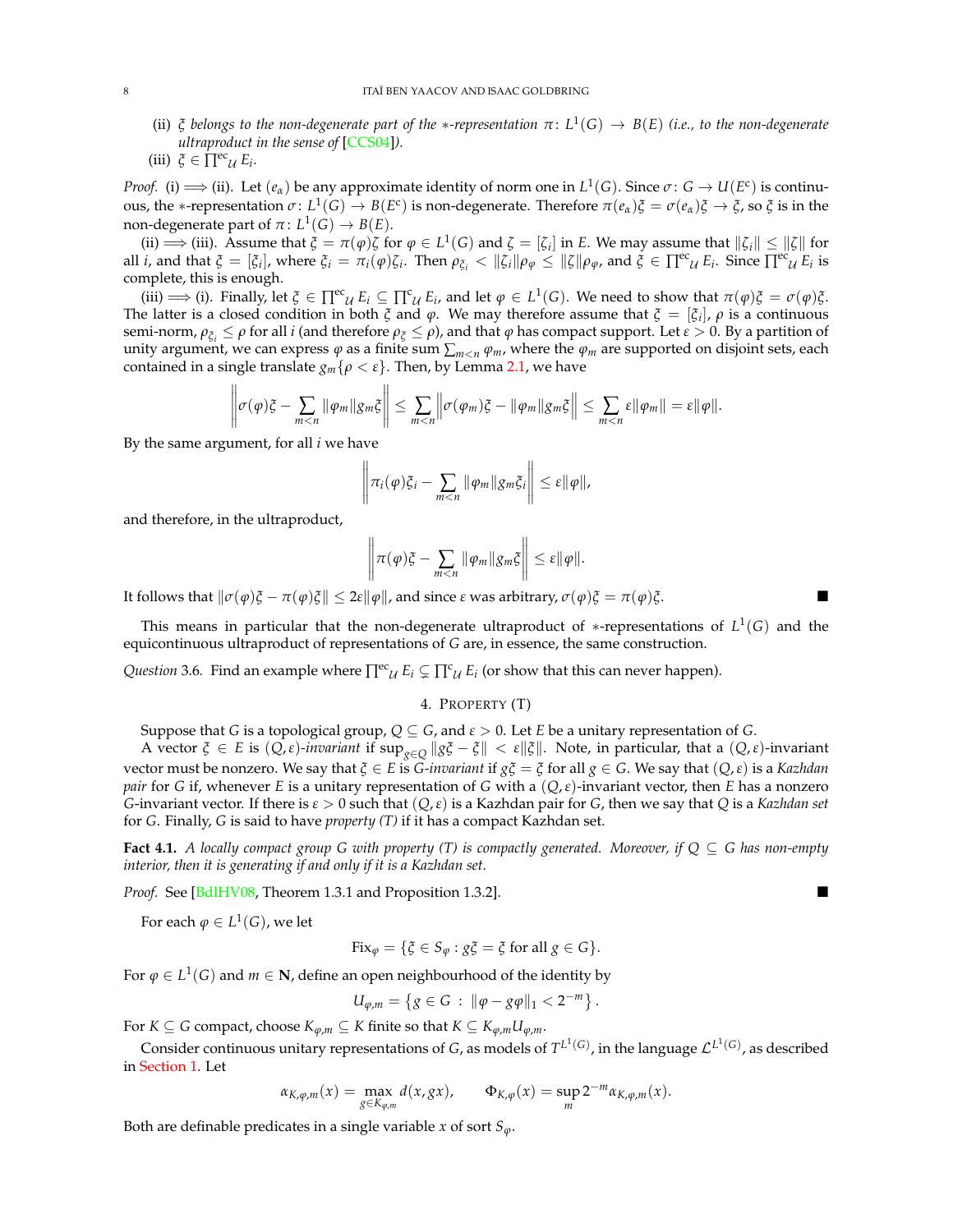(ii) $\xi$ *belongs to the non-degenerate part of the $*$-representation $\pi\colon L^1(G) \to B(E)$ (i.e., to the non-degenerate ultraproduct in the sense of* [CCS04]*).*

(iii) $\xi \in \prod^{ec}_{\mathcal{U}} E_i$.

*Proof.* (i) $\Longrightarrow$ (ii). Let $(e_\alpha)$ be any approximate identity of norm one in $L^1(G)$. Since $\sigma\colon G \to U(E^c)$ is continuous, the $*$-representation $\sigma\colon L^1(G) \to B(E^c)$ is non-degenerate. Therefore $\pi(e_\alpha)\xi = \sigma(e_\alpha)\xi \to \xi$, so $\xi$ is in the non-degenerate part of $\pi\colon L^1(G) \to B(E)$.

(ii) $\Longrightarrow$ (iii). Assume that $\xi = \pi(\varphi)\zeta$ for $\varphi \in L^1(G)$ and $\zeta = [\zeta_i]$ in $E$. We may assume that $\|\zeta_i\| \le \|\zeta\|$ for all $i$, and that $\xi = [\xi_i]$, where $\xi_i = \pi_i(\varphi)\zeta_i$. Then $\rho_{\xi_i} < \|\zeta_i\|\rho_\varphi \le \|\zeta\|\rho_\varphi$, and $\xi \in \prod^{ec}_{\mathcal{U}} E_i$. Since $\prod^{ec}_{\mathcal{U}} E_i$ is complete, this is enough.

(iii) $\Longrightarrow$ (i). Finally, let $\xi \in \prod^{ec}_{\mathcal{U}} E_i \subseteq \prod^{c}_{\mathcal{U}} E_i$, and let $\varphi \in L^1(G)$. We need to show that $\pi(\varphi)\xi = \sigma(\varphi)\xi$. The latter is a closed condition in both $\xi$ and $\varphi$. We may therefore assume that $\xi = [\xi_i]$, $\rho$ is a continuous semi-norm, $\rho_{\xi_i} \le \rho$ for all $i$ (and therefore $\rho_\xi \le \rho$), and that $\varphi$ has compact support. Let $\varepsilon > 0$. By a partition of unity argument, we can express $\varphi$ as a finite sum $\sum_{m<n} \varphi_m$, where the $\varphi_m$ are supported on disjoint sets, each contained in a single translate $g_m\{\rho < \varepsilon\}$. Then, by Lemma 2.1, we have

$$\left\| \sigma(\varphi)\xi - \sum_{m<n} \|\varphi_m\| g_m \xi \right\| \le \sum_{m<n} \left\| \sigma(\varphi_m)\xi - \|\varphi_m\| g_m \xi \right\| \le \sum_{m<n} \varepsilon \|\varphi_m\| = \varepsilon\|\varphi\|.$$

By the same argument, for all $i$ we have

$$\left\| \pi_i(\varphi)\xi_i - \sum_{m<n} \|\varphi_m\| g_m \xi_i \right\| \le \varepsilon\|\varphi\|,$$

and therefore, in the ultraproduct,

$$\left\| \pi(\varphi)\xi - \sum_{m<n} \|\varphi_m\| g_m \xi \right\| \le \varepsilon\|\varphi\|.$$

It follows that $\|\sigma(\varphi)\xi - \pi(\varphi)\xi\| \le 2\varepsilon\|\varphi\|$, and since $\varepsilon$ was arbitrary, $\sigma(\varphi)\xi = \pi(\varphi)\xi$. ∎

This means in particular that the non-degenerate ultraproduct of $*$-representations of $L^1(G)$ and the equicontinuous ultraproduct of representations of $G$ are, in essence, the same construction.

*Question* 3.6. Find an example where $\prod^{ec}_{\mathcal{U}} E_i \subsetneq \prod^{c}_{\mathcal{U}} E_i$ (or show that this can never happen).

## 4. Property (T)

Suppose that $G$ is a topological group, $Q \subseteq G$, and $\varepsilon > 0$. Let $E$ be a unitary representation of $G$.

A vector $\xi \in E$ is *$(Q,\varepsilon)$-invariant* if $\sup_{g\in Q} \|g\xi - \xi\| < \varepsilon\|\xi\|$. Note, in particular, that a $(Q,\varepsilon)$-invariant vector must be nonzero. We say that $\xi \in E$ is *$G$-invariant* if $g\xi = \xi$ for all $g \in G$. We say that $(Q,\varepsilon)$ is a *Kazhdan pair* for $G$ if, whenever $E$ is a unitary representation of $G$ with a $(Q,\varepsilon)$-invariant vector, then $E$ has a nonzero $G$-invariant vector. If there is $\varepsilon > 0$ such that $(Q,\varepsilon)$ is a Kazhdan pair for $G$, then we say that $Q$ is a *Kazhdan set* for $G$. Finally, $G$ is said to have *property (T)* if it has a compact Kazhdan set.

**Fact 4.1.** *A locally compact group $G$ with property (T) is compactly generated. Moreover, if $Q \subseteq G$ has non-empty interior, then it is generating if and only if it is a Kazhdan set.*

*Proof.* See [BdlHV08, Theorem 1.3.1 and Proposition 1.3.2]. ∎

For each $\varphi \in L^1(G)$, we let

$$\mathrm{Fix}_\varphi = \{\xi \in S_\varphi : g\xi = \xi \text{ for all } g \in G\}.$$

For $\varphi \in L^1(G)$ and $m \in \mathbf{N}$, define an open neighbourhood of the identity by

$$U_{\varphi,m} = \left\{ g \in G \ : \ \|\varphi - g\varphi\|_1 < 2^{-m} \right\}.$$

For $K \subseteq G$ compact, choose $K_{\varphi,m} \subseteq K$ finite so that $K \subseteq K_{\varphi,m}U_{\varphi,m}$.

Consider continuous unitary representations of $G$, as models of $T^{L^1(G)}$, in the language $\mathcal{L}^{L^1(G)}$, as described in Section 1. Let

$$\alpha_{K,\varphi,m}(x) = \max_{g\in K_{\varphi,m}} d(x, gx), \qquad \Phi_{K,\varphi}(x) = \sup_m 2^{-m}\alpha_{K,\varphi,m}(x).$$

Both are definable predicates in a single variable $x$ of sort $S_\varphi$.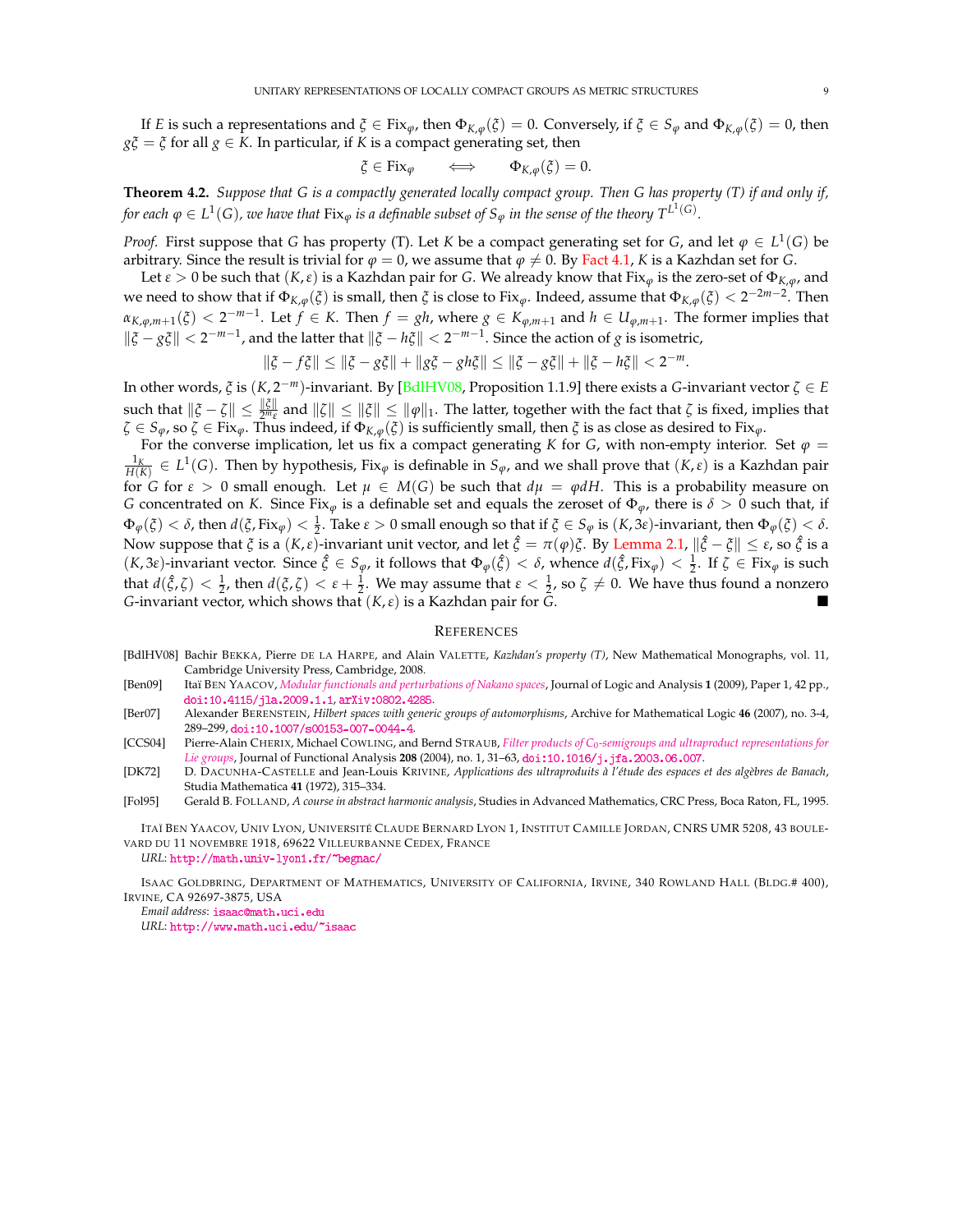If $E$ is such a representations and $\xi \in \mathrm{Fix}_\varphi$, then $\Phi_{K,\varphi}(\xi) = 0$. Conversely, if $\xi \in S_\varphi$ and $\Phi_{K,\varphi}(\xi) = 0$, then $g\xi = \xi$ for all $g \in K$. In particular, if $K$ is a compact generating set, then

$$\xi \in \mathrm{Fix}_\varphi \qquad \Longleftrightarrow \qquad \Phi_{K,\varphi}(\xi) = 0.$$

**Theorem 4.2.** *Suppose that $G$ is a compactly generated locally compact group. Then $G$ has property (T) if and only if, for each $\varphi \in L^1(G)$, we have that $\mathrm{Fix}_\varphi$ is a definable subset of $S_\varphi$ in the sense of the theory $T^{L^1(G)}$.*

*Proof.* First suppose that $G$ has property (T). Let $K$ be a compact generating set for $G$, and let $\varphi \in L^1(G)$ be arbitrary. Since the result is trivial for $\varphi = 0$, we assume that $\varphi \neq 0$. By Fact 4.1, $K$ is a Kazhdan set for $G$.

Let $\varepsilon > 0$ be such that $(K, \varepsilon)$ is a Kazhdan pair for $G$. We already know that $\mathrm{Fix}_\varphi$ is the zero-set of $\Phi_{K,\varphi}$, and we need to show that if $\Phi_{K,\varphi}(\xi)$ is small, then $\xi$ is close to $\mathrm{Fix}_\varphi$. Indeed, assume that $\Phi_{K,\varphi}(\xi) < 2^{-2m-2}$. Then $\alpha_{K,\varphi,m+1}(\xi) < 2^{-m-1}$. Let $f \in K$. Then $f = gh$, where $g \in K_{\varphi,m+1}$ and $h \in U_{\varphi,m+1}$. The former implies that $\|\xi - g\xi\| < 2^{-m-1}$, and the latter that $\|\xi - h\xi\| < 2^{-m-1}$. Since the action of $g$ is isometric,

$$\|\xi - f\xi\| \leq \|\xi - g\xi\| + \|g\xi - gh\xi\| \leq \|\xi - g\xi\| + \|\xi - h\xi\| < 2^{-m}.$$

In other words, $\xi$ is $(K, 2^{-m})$-invariant. By [BdlHV08, Proposition 1.1.9] there exists a $G$-invariant vector $\zeta \in E$ such that $\|\xi - \zeta\| \leq \frac{\|\xi\|}{2^m \varepsilon}$ and $\|\zeta\| \leq \|\xi\| \leq \|\varphi\|_1$. The latter, together with the fact that $\zeta$ is fixed, implies that $\zeta \in S_\varphi$, so $\zeta \in \mathrm{Fix}_\varphi$. Thus indeed, if $\Phi_{K,\varphi}(\xi)$ is sufficiently small, then $\xi$ is as close as desired to $\mathrm{Fix}_\varphi$.

For the converse implication, let us fix a compact generating $K$ for $G$, with non-empty interior. Set $\varphi = \frac{1_K}{H(K)} \in L^1(G)$. Then by hypothesis, $\mathrm{Fix}_\varphi$ is definable in $S_\varphi$, and we shall prove that $(K, \varepsilon)$ is a Kazhdan pair for $G$ for $\varepsilon > 0$ small enough. Let $\mu \in M(G)$ be such that $d\mu = \varphi dH$. This is a probability measure on $G$ concentrated on $K$. Since $\mathrm{Fix}_\varphi$ is a definable set and equals the zeroset of $\Phi_\varphi$, there is $\delta > 0$ such that, if $\Phi_\varphi(\xi) < \delta$, then $d(\xi, \mathrm{Fix}_\varphi) < \frac{1}{2}$. Take $\varepsilon > 0$ small enough so that if $\xi \in S_\varphi$ is $(K, 3\varepsilon)$-invariant, then $\Phi_\varphi(\xi) < \delta$. Now suppose that $\xi$ is a $(K, \varepsilon)$-invariant unit vector, and let $\hat{\xi} = \pi(\varphi)\xi$. By Lemma 2.1, $\|\hat{\xi} - \xi\| \leq \varepsilon$, so $\hat{\xi}$ is a $(K, 3\varepsilon)$-invariant vector. Since $\hat{\xi} \in S_\varphi$, it follows that $\Phi_\varphi(\hat{\xi}) < \delta$, whence $d(\hat{\xi}, \mathrm{Fix}_\varphi) < \frac{1}{2}$. If $\zeta \in \mathrm{Fix}_\varphi$ is such that $d(\hat{\xi}, \zeta) < \frac{1}{2}$, then $d(\xi, \zeta) < \varepsilon + \frac{1}{2}$. We may assume that $\varepsilon < \frac{1}{2}$, so $\zeta \neq 0$. We have thus found a nonzero $G$-invariant vector, which shows that $(K, \varepsilon)$ is a Kazhdan pair for $G$. ■

## References

[BdlHV08] Bachir Bekka, Pierre de la Harpe, and Alain Valette, *Kazhdan's property (T)*, New Mathematical Monographs, vol. 11, Cambridge University Press, Cambridge, 2008.

[Ben09] Itaï Ben Yaacov, *Modular functionals and perturbations of Nakano spaces*, Journal of Logic and Analysis **1** (2009), Paper 1, 42 pp., doi:10.4115/jla.2009.1.1, arXiv:0802.4285.

[Ber07] Alexander Berenstein, *Hilbert spaces with generic groups of automorphisms*, Archive for Mathematical Logic **46** (2007), no. 3-4, 289–299, doi:10.1007/s00153-007-0044-4.

[CCS04] Pierre-Alain Cherix, Michael Cowling, and Bernd Straub, *Filter products of $C_0$-semigroups and ultraproduct representations for Lie groups*, Journal of Functional Analysis **208** (2004), no. 1, 31–63, doi:10.1016/j.jfa.2003.06.007.

[DK72] D. Dacunha-Castelle and Jean-Louis Krivine, *Applications des ultraproduits à l'étude des espaces et des algèbres de Banach*, Studia Mathematica **41** (1972), 315–334.

[Fol95] Gerald B. Folland, *A course in abstract harmonic analysis*, Studies in Advanced Mathematics, CRC Press, Boca Raton, FL, 1995.

Itaï Ben Yaacov, Univ Lyon, Université Claude Bernard Lyon 1, Institut Camille Jordan, CNRS UMR 5208, 43 boulevard du 11 novembre 1918, 69622 Villeurbanne Cedex, France

*URL*: http://math.univ-lyon1.fr/~begnac/

Isaac Goldbring, Department of Mathematics, University of California, Irvine, 340 Rowland Hall (Bldg.# 400), Irvine, CA 92697-3875, USA

*Email address*: isaac@math.uci.edu

*URL*: http://www.math.uci.edu/~isaac